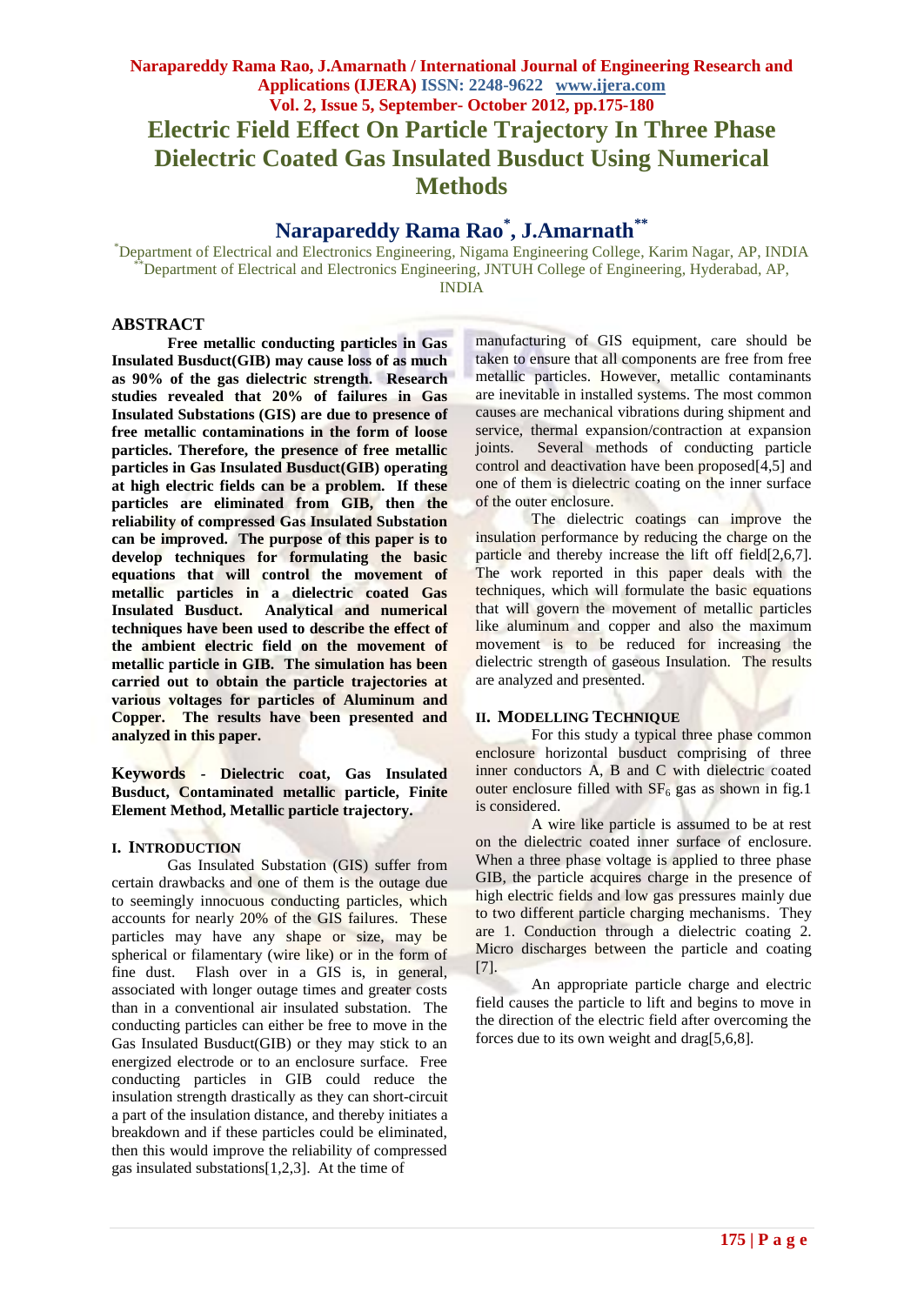# Electric Field Effect On Particle Trajectory In Three Phase Dielectric Coated Gas Insulated Busduct Using Numerical Methods

## Narapareddy Rama Rao*, J.Amarnath**

*Department of Electrical and Electronics Engineering, Nigama Engineering College, Karim Nagar, AP, INDIA
**Department of Electrical and Electronics Engineering, JNTUH College of Engineering, Hyderabad, AP, INDIA

## ABSTRACT

**Free metallic conducting particles in Gas Insulated Busduct(GIB) may cause loss of as much as 90% of the gas dielectric strength. Research studies revealed that 20% of failures in Gas Insulated Substations (GIS) are due to presence of free metallic contaminations in the form of loose particles. Therefore, the presence of free metallic particles in Gas Insulated Busduct(GIB) operating at high electric fields can be a problem. If these particles are eliminated from GIB, then the reliability of compressed Gas Insulated Substation can be improved. The purpose of this paper is to develop techniques for formulating the basic equations that will control the movement of metallic particles in a dielectric coated Gas Insulated Busduct. Analytical and numerical techniques have been used to describe the effect of the ambient electric field on the movement of metallic particle in GIB. The simulation has been carried out to obtain the particle trajectories at various voltages for particles of Aluminum and Copper. The results have been presented and analyzed in this paper.**

**Keywords - Dielectric coat, Gas Insulated Busduct, Contaminated metallic particle, Finite Element Method, Metallic particle trajectory.**

### I. INTRODUCTION

Gas Insulated Substation (GIS) suffer from certain drawbacks and one of them is the outage due to seemingly innocuous conducting particles, which accounts for nearly 20% of the GIS failures. These particles may have any shape or size, may be spherical or filamentary (wire like) or in the form of fine dust. Flash over in a GIS is, in general, associated with longer outage times and greater costs than in a conventional air insulated substation. The conducting particles can either be free to move in the Gas Insulated Busduct(GIB) or they may stick to an energized electrode or to an enclosure surface. Free conducting particles in GIB could reduce the insulation strength drastically as they can short-circuit a part of the insulation distance, and thereby initiates a breakdown and if these particles could be eliminated, then this would improve the reliability of compressed gas insulated substations[1,2,3]. At the time of manufacturing of GIS equipment, care should be taken to ensure that all components are free from free metallic particles. However, metallic contaminants are inevitable in installed systems. The most common causes are mechanical vibrations during shipment and service, thermal expansion/contraction at expansion joints. Several methods of conducting particle control and deactivation have been proposed[4,5] and one of them is dielectric coating on the inner surface of the outer enclosure.

The dielectric coatings can improve the insulation performance by reducing the charge on the particle and thereby increase the lift off field[2,6,7]. The work reported in this paper deals with the techniques, which will formulate the basic equations that will govern the movement of metallic particles like aluminum and copper and also the maximum movement is to be reduced for increasing the dielectric strength of gaseous Insulation. The results are analyzed and presented.

### II. MODELLING TECHNIQUE

For this study a typical three phase common enclosure horizontal busduct comprising of three inner conductors A, B and C with dielectric coated outer enclosure filled with $SF_6$ gas as shown in fig.1 is considered.

A wire like particle is assumed to be at rest on the dielectric coated inner surface of enclosure. When a three phase voltage is applied to three phase GIB, the particle acquires charge in the presence of high electric fields and low gas pressures mainly due to two different particle charging mechanisms. They are 1. Conduction through a dielectric coating 2. Micro discharges between the particle and coating [7].

An appropriate particle charge and electric field causes the particle to lift and begins to move in the direction of the electric field after overcoming the forces due to its own weight and drag[5,6,8].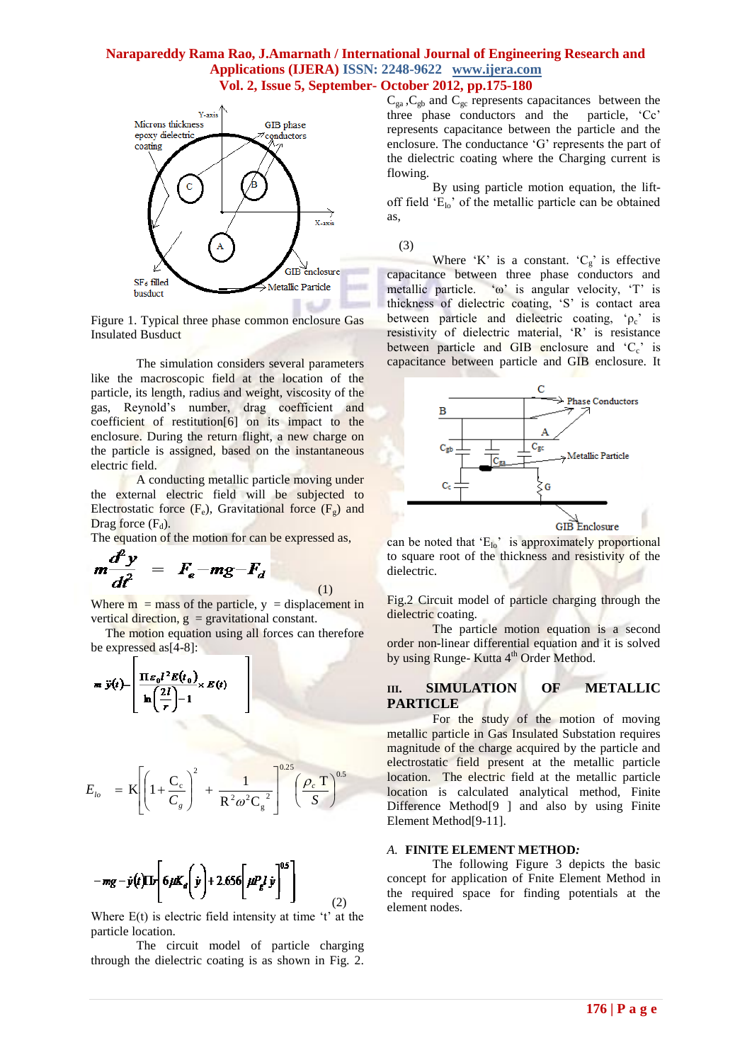Figure 1. Typical three phase common enclosure Gas Insulated Busduct

The simulation considers several parameters like the macroscopic field at the location of the particle, its length, radius and weight, viscosity of the gas, Reynold's number, drag coefficient and coefficient of restitution[6] on its impact to the enclosure. During the return flight, a new charge on the particle is assigned, based on the instantaneous electric field.

A conducting metallic particle moving under the external electric field will be subjected to Electrostatic force ($F_e$), Gravitational force ($F_g$) and Drag force ($F_d$).

The equation of the motion for can be expressed as,

$$m\frac{d^2y}{dt^2} = F_e - mg - F_d \tag{1}$$

Where m = mass of the particle, y = displacement in vertical direction, g = gravitational constant.

The motion equation using all forces can therefore be expressed as[4-8]:

$$m\ddot{y}(t) = \left[\frac{\Pi\varepsilon_0 l^2 E(t_0)}{\ln\left(\frac{2l}{r}\right)-1} \times E(t)\right] - mg - \dot{y}(t)\Pi r\left[6\mu K_d\left(\dot{y}\right) + 2.656\left[\mu P_g l\,\dot{y}\right]^{0.5}\right] \tag{2}$$

Where E(t) is electric field intensity at time 't' at the particle location.

The circuit model of particle charging through the dielectric coating is as shown in Fig. 2. $C_{ga}$, $C_{gb}$ and $C_{gc}$ represents capacitances between the three phase conductors and the particle, 'Cc' represents capacitance between the particle and the enclosure. The conductance 'G' represents the part of the dielectric coating where the Charging current is flowing.

By using particle motion equation, the lift-off field '$E_{lo}$' of the metallic particle can be obtained as,

$$E_{lo} = K\left[\left(1+\frac{C_c}{C_g}\right)^2 + \frac{1}{R^2\omega^2 C_g^{\,2}}\right]^{0.25}\left(\frac{\rho_c T}{S}\right)^{0.5} \tag{3}$$

Where 'K' is a constant. '$C_g$' is effective capacitance between three phase conductors and metallic particle. 'ω' is angular velocity, 'T' is thickness of dielectric coating, 'S' is contact area between particle and dielectric coating, '$\rho_c$' is resistivity of dielectric material, 'R' is resistance between particle and GIB enclosure and '$C_c$' is capacitance between particle and GIB enclosure. It can be noted that '$E_{lo}$' is approximately proportional to square root of the thickness and resistivity of the dielectric.

Fig.2 Circuit model of particle charging through the dielectric coating.

The particle motion equation is a second order non-linear differential equation and it is solved by using Runge- Kutta 4th Order Method.

## III. SIMULATION OF METALLIC PARTICLE

For the study of the motion of moving metallic particle in Gas Insulated Substation requires magnitude of the charge acquired by the particle and electrostatic field present at the metallic particle location. The electric field at the metallic particle location is calculated analytical method, Finite Difference Method[9] and also by using Finite Element Method[9-11].

### A. FINITE ELEMENT METHOD:

The following Figure 3 depicts the basic concept for application of Fnite Element Method in the required space for finding potentials at the element nodes.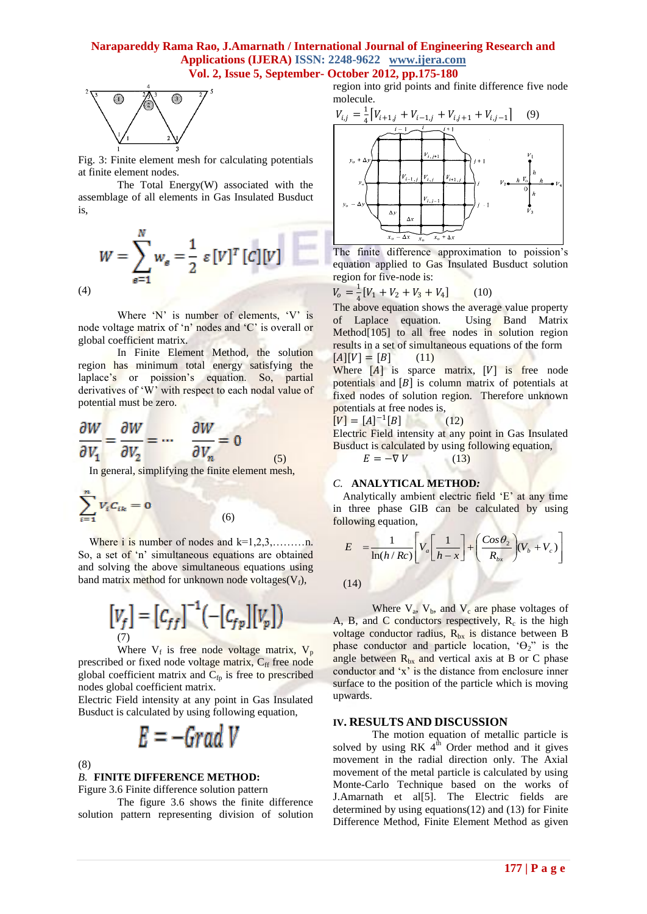Fig. 3: Finite element mesh for calculating potentials at finite element nodes.

The Total Energy(W) associated with the assemblage of all elements in Gas Insulated Busduct is,

$$W = \sum_{e=1}^{N} w_e = \frac{1}{2}\,\varepsilon\,[V]^T\,[C][V]$$

(4)

Where 'N' is number of elements, 'V' is node voltage matrix of 'n' nodes and 'C' is overall or global coefficient matrix.

In Finite Element Method, the solution region has minimum total energy satisfying the laplace's or poission's equation. So, partial derivatives of 'W' with respect to each nodal value of potential must be zero.

$$\frac{\partial W}{\partial V_1} = \frac{\partial W}{\partial V_2} = \cdots \quad \frac{\partial W}{\partial V_n} = 0 \qquad (5)$$

In general, simplifying the finite element mesh,

$$\sum_{i=1}^{n} V_i C_{ik} = 0 \qquad (6)$$

Where i is number of nodes and k=1,2,3,………n. So, a set of 'n' simultaneous equations are obtained and solving the above simultaneous equations using band matrix method for unknown node voltages($V_f$),

$$[V_f] = [C_{ff}]^{-1}\left(-[C_{fp}][V_p]\right)$$

(7)

Where $V_f$ is free node voltage matrix, $V_p$ prescribed or fixed node voltage matrix, $C_{ff}$ free node global coefficient matrix and $C_{fp}$ is free to prescribed nodes global coefficient matrix.

Electric Field intensity at any point in Gas Insulated Busduct is calculated by using following equation,

$$E = -Grad\ V$$

(8)

*B.* **FINITE DIFFERENCE METHOD:**

Figure 3.6 Finite difference solution pattern

The figure 3.6 shows the finite difference solution pattern representing division of solution region into grid points and finite difference five node molecule.

$$V_{i,j} = \frac{1}{4}\left[V_{i+1,j} + V_{i-1,j} + V_{i,j+1} + V_{i,j-1}\right] \qquad (9)$$

The finite difference approximation to poission's equation applied to Gas Insulated Busduct solution region for five-node is:

$$V_o = \frac{1}{4}[V_1 + V_2 + V_3 + V_4] \qquad (10)$$

The above equation shows the average value property of Laplace equation. Using Band Matrix Method[105] to all free nodes in solution region results in a set of simultaneous equations of the form

$$[A][V] = [B] \qquad (11)$$

Where $[A]$ is sparce matrix, $[V]$ is free node potentials and $[B]$ is column matrix of potentials at fixed nodes of solution region. Therefore unknown potentials at free nodes is,

$$[V] = [A]^{-1}[B] \qquad (12)$$

Electric Field intensity at any point in Gas Insulated Busduct is calculated by using following equation,

$$E = -\nabla V \qquad (13)$$

*C.* **ANALYTICAL METHOD:**

Analytically ambient electric field 'E' at any time in three phase GIB can be calculated by using following equation,

$$E = \frac{1}{\ln(h/Rc)}\left[V_a\left[\frac{1}{h-x}\right] + \left(\frac{Cos\,\theta_2}{R_{bx}}\right)(V_b + V_c)\right]$$

(14)

Where $V_a$, $V_b$, and $V_c$ are phase voltages of A, B, and C conductors respectively, $R_c$ is the high voltage conductor radius, $R_{bx}$ is distance between B phase conductor and particle location, '$\Theta_2$' is the angle between $R_{bx}$ and vertical axis at B or C phase conductor and 'x' is the distance from enclosure inner surface to the position of the particle which is moving upwards.

## IV. RESULTS AND DISCUSSION

The motion equation of metallic particle is solved by using RK $4^{th}$ Order method and it gives movement in the radial direction only. The Axial movement of the metal particle is calculated by using Monte-Carlo Technique based on the works of J.Amarnath et al[5]. The Electric fields are determined by using equations(12) and (13) for Finite Difference Method, Finite Element Method as given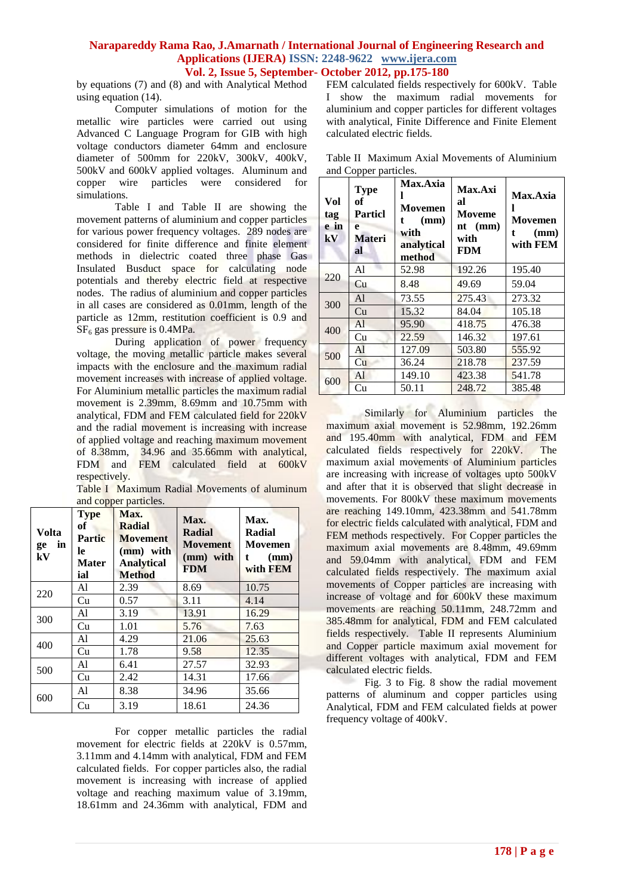by equations (7) and (8) and with Analytical Method using equation (14).

Computer simulations of motion for the metallic wire particles were carried out using Advanced C Language Program for GIB with high voltage conductors diameter 64mm and enclosure diameter of 500mm for 220kV, 300kV, 400kV, 500kV and 600kV applied voltages. Aluminum and copper wire particles were considered for simulations.

Table I and Table II are showing the movement patterns of aluminium and copper particles for various power frequency voltages. 289 nodes are considered for finite difference and finite element methods in dielectric coated three phase Gas Insulated Busduct space for calculating node potentials and thereby electric field at respective nodes. The radius of aluminium and copper particles in all cases are considered as 0.01mm, length of the particle as 12mm, restitution coefficient is 0.9 and $SF_6$ gas pressure is 0.4MPa.

During application of power frequency voltage, the moving metallic particle makes several impacts with the enclosure and the maximum radial movement increases with increase of applied voltage. For Aluminium metallic particles the maximum radial movement is 2.39mm, 8.69mm and 10.75mm with analytical, FDM and FEM calculated field for 220kV and the radial movement is increasing with increase of applied voltage and reaching maximum movement of 8.38mm, 34.96 and 35.66mm with analytical, FDM and FEM calculated field at 600kV respectively.

Table I Maximum Radial Movements of aluminum and copper particles.

| Voltage in kV | Type of Particle Material | Max. Radial Movement (mm) with Analytical Method | Max. Radial Movement (mm) with FDM | Max. Radial Movement (mm) with FEM |
|---|---|---|---|---|
| 220 | Al | 2.39 | 8.69 | 10.75 |
| | Cu | 0.57 | 3.11 | 4.14 |
| 300 | Al | 3.19 | 13.91 | 16.29 |
| | Cu | 1.01 | 5.76 | 7.63 |
| 400 | Al | 4.29 | 21.06 | 25.63 |
| | Cu | 1.78 | 9.58 | 12.35 |
| 500 | Al | 6.41 | 27.57 | 32.93 |
| | Cu | 2.42 | 14.31 | 17.66 |
| 600 | Al | 8.38 | 34.96 | 35.66 |
| | Cu | 3.19 | 18.61 | 24.36 |

For copper metallic particles the radial movement for electric fields at 220kV is 0.57mm, 3.11mm and 4.14mm with analytical, FDM and FEM calculated fields. For copper particles also, the radial movement is increasing with increase of applied voltage and reaching maximum value of 3.19mm, 18.61mm and 24.36mm with analytical, FDM and FEM calculated fields respectively for 600kV. Table I show the maximum radial movements for aluminium and copper particles for different voltages with analytical, Finite Difference and Finite Element calculated electric fields.

Table II Maximum Axial Movements of Aluminium and Copper particles.

| Voltage in kV | Type of Particle Material | Max.Axial Movement (mm) with analytical method | Max.Axial Movement (mm) with FDM | Max.Axial Movement (mm) with FEM |
|---|---|---|---|---|
| 220 | Al | 52.98 | 192.26 | 195.40 |
| | Cu | 8.48 | 49.69 | 59.04 |
| 300 | Al | 73.55 | 275.43 | 273.32 |
| | Cu | 15.32 | 84.04 | 105.18 |
| 400 | Al | 95.90 | 418.75 | 476.38 |
| | Cu | 22.59 | 146.32 | 197.61 |
| 500 | Al | 127.09 | 503.80 | 555.92 |
| | Cu | 36.24 | 218.78 | 237.59 |
| 600 | Al | 149.10 | 423.38 | 541.78 |
| | Cu | 50.11 | 248.72 | 385.48 |

Similarly for Aluminium particles the maximum axial movement is 52.98mm, 192.26mm and 195.40mm with analytical, FDM and FEM calculated fields respectively for 220kV. The maximum axial movements of Aluminium particles are increasing with increase of voltages upto 500kV and after that it is observed that slight decrease in movements. For 800kV these maximum movements are reaching 149.10mm, 423.38mm and 541.78mm for electric fields calculated with analytical, FDM and FEM methods respectively. For Copper particles the maximum axial movements are 8.48mm, 49.69mm and 59.04mm with analytical, FDM and FEM calculated fields respectively. The maximum axial movements of Copper particles are increasing with increase of voltage and for 600kV these maximum movements are reaching 50.11mm, 248.72mm and 385.48mm for analytical, FDM and FEM calculated fields respectively. Table II represents Aluminium and Copper particle maximum axial movement for different voltages with analytical, FDM and FEM calculated electric fields.

Fig. 3 to Fig. 8 show the radial movement patterns of aluminum and copper particles using Analytical, FDM and FEM calculated fields at power frequency voltage of 400kV.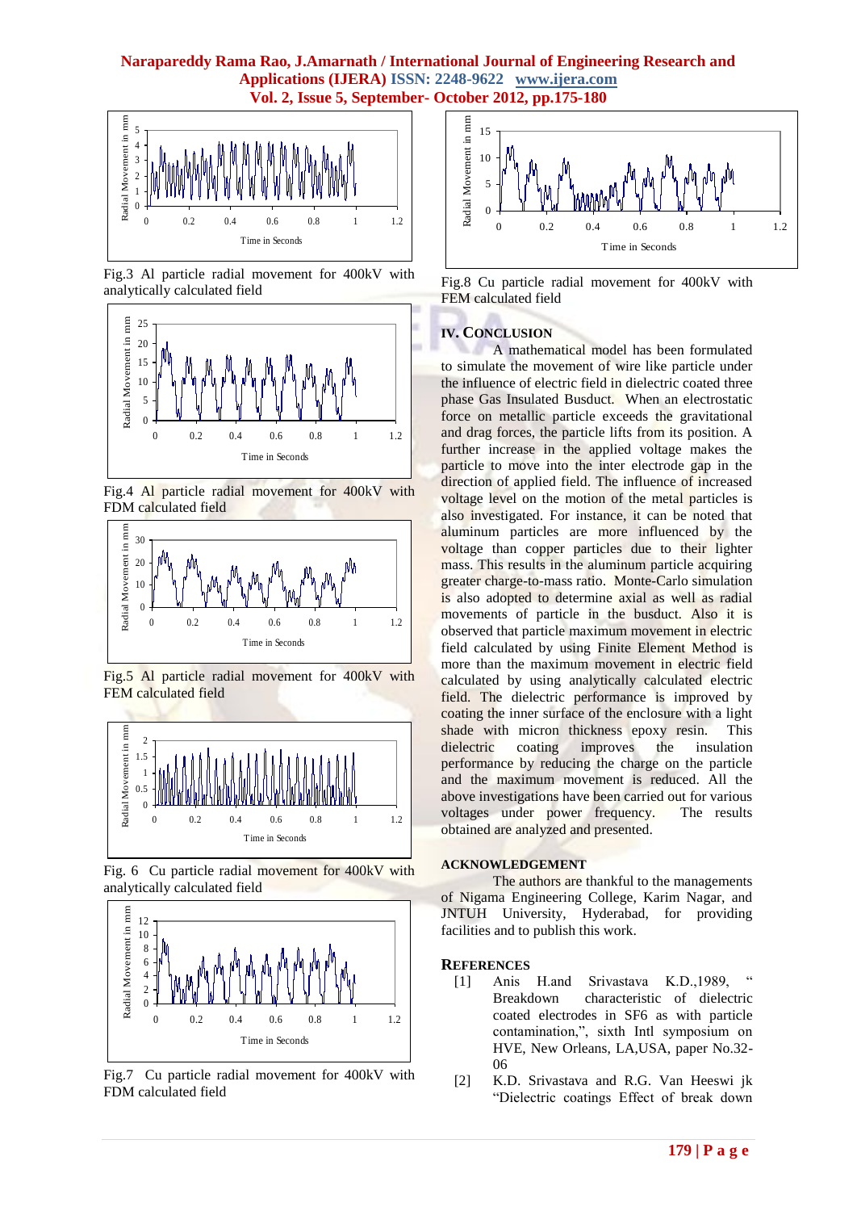Fig.3 Al particle radial movement for 400kV with analytically calculated field

Fig.4 Al particle radial movement for 400kV with FDM calculated field

Fig.5 Al particle radial movement for 400kV with FEM calculated field

Fig. 6 Cu particle radial movement for 400kV with analytically calculated field

Fig.7 Cu particle radial movement for 400kV with FDM calculated field

Fig.8 Cu particle radial movement for 400kV with FEM calculated field

## IV. CONCLUSION

A mathematical model has been formulated to simulate the movement of wire like particle under the influence of electric field in dielectric coated three phase Gas Insulated Busduct. When an electrostatic force on metallic particle exceeds the gravitational and drag forces, the particle lifts from its position. A further increase in the applied voltage makes the particle to move into the inter electrode gap in the direction of applied field. The influence of increased voltage level on the motion of the metal particles is also investigated. For instance, it can be noted that aluminum particles are more influenced by the voltage than copper particles due to their lighter mass. This results in the aluminum particle acquiring greater charge-to-mass ratio. Monte-Carlo simulation is also adopted to determine axial as well as radial movements of particle in the busduct. Also it is observed that particle maximum movement in electric field calculated by using Finite Element Method is more than the maximum movement in electric field calculated by using analytically calculated electric field. The dielectric performance is improved by coating the inner surface of the enclosure with a light shade with micron thickness epoxy resin. This dielectric coating improves the insulation performance by reducing the charge on the particle and the maximum movement is reduced. All the above investigations have been carried out for various voltages under power frequency. The results obtained are analyzed and presented.

## ACKNOWLEDGEMENT

The authors are thankful to the managements of Nigama Engineering College, Karim Nagar, and JNTUH University, Hyderabad, for providing facilities and to publish this work.

## REFERENCES

[1] Anis H.and Srivastava K.D.,1989, " Breakdown characteristic of dielectric coated electrodes in SF6 as with particle contamination,", sixth Intl symposium on HVE, New Orleans, LA,USA, paper No.32-06

[2] K.D. Srivastava and R.G. Van Heeswi jk "Dielectric coatings Effect of break down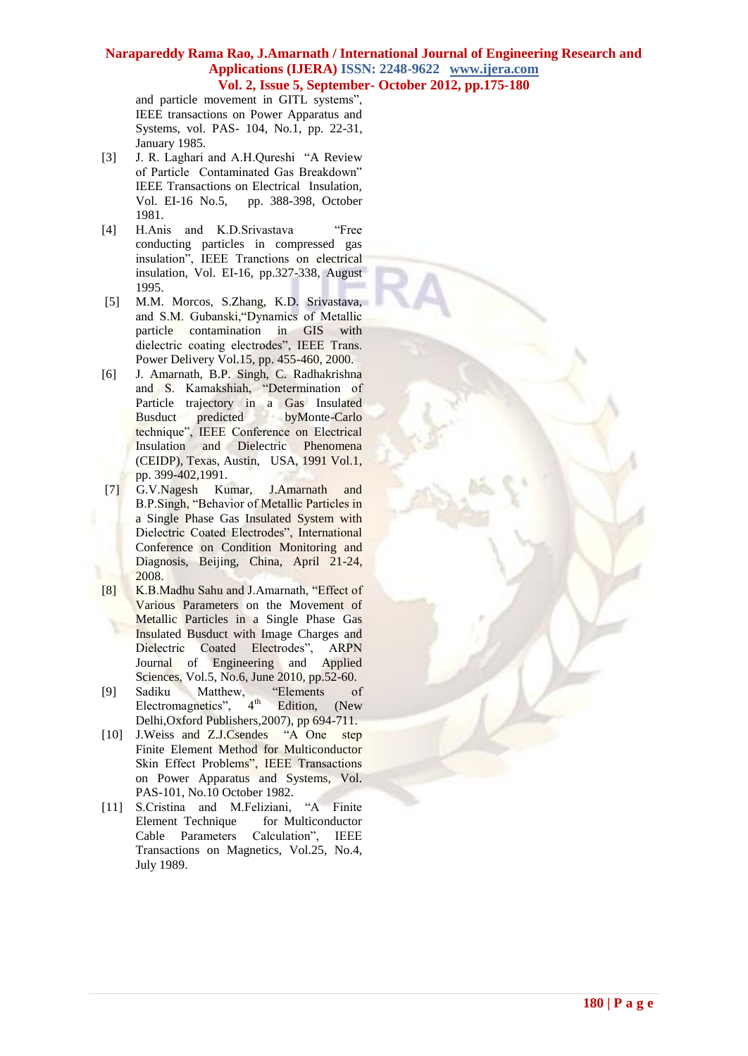and particle movement in GITL systems", IEEE transactions on Power Apparatus and Systems, vol. PAS- 104, No.1, pp. 22-31, January 1985.

[3] J. R. Laghari and A.H.Qureshi "A Review of Particle Contaminated Gas Breakdown" IEEE Transactions on Electrical Insulation, Vol. EI-16 No.5, pp. 388-398, October 1981.

[4] H.Anis and K.D.Srivastava "Free conducting particles in compressed gas insulation", IEEE Tranctions on electrical insulation, Vol. EI-16, pp.327-338, August 1995.

[5] M.M. Morcos, S.Zhang, K.D. Srivastava, and S.M. Gubanski,"Dynamics of Metallic particle contamination in GIS with dielectric coating electrodes", IEEE Trans. Power Delivery Vol.15, pp. 455-460, 2000.

[6] J. Amarnath, B.P. Singh, C. Radhakrishna and S. Kamakshiah, "Determination of Particle trajectory in a Gas Insulated Busduct predicted byMonte-Carlo technique", IEEE Conference on Electrical Insulation and Dielectric Phenomena (CEIDP), Texas, Austin, USA, 1991 Vol.1, pp. 399-402,1991.

[7] G.V.Nagesh Kumar, J.Amarnath and B.P.Singh, "Behavior of Metallic Particles in a Single Phase Gas Insulated System with Dielectric Coated Electrodes", International Conference on Condition Monitoring and Diagnosis, Beijing, China, April 21-24, 2008.

[8] K.B.Madhu Sahu and J.Amarnath, "Effect of Various Parameters on the Movement of Metallic Particles in a Single Phase Gas Insulated Busduct with Image Charges and Dielectric Coated Electrodes", ARPN Journal of Engineering and Applied Sciences, Vol.5, No.6, June 2010, pp.52-60.

[9] Sadiku Matthew, "Elements of Electromagnetics", 4th Edition, (New Delhi,Oxford Publishers,2007), pp 694-711.

[10] J.Weiss and Z.J.Csendes "A One step Finite Element Method for Multiconductor Skin Effect Problems", IEEE Transactions on Power Apparatus and Systems, Vol. PAS-101, No.10 October 1982.

[11] S.Cristina and M.Feliziani, "A Finite Element Technique for Multiconductor Cable Parameters Calculation", IEEE Transactions on Magnetics, Vol.25, No.4, July 1989.